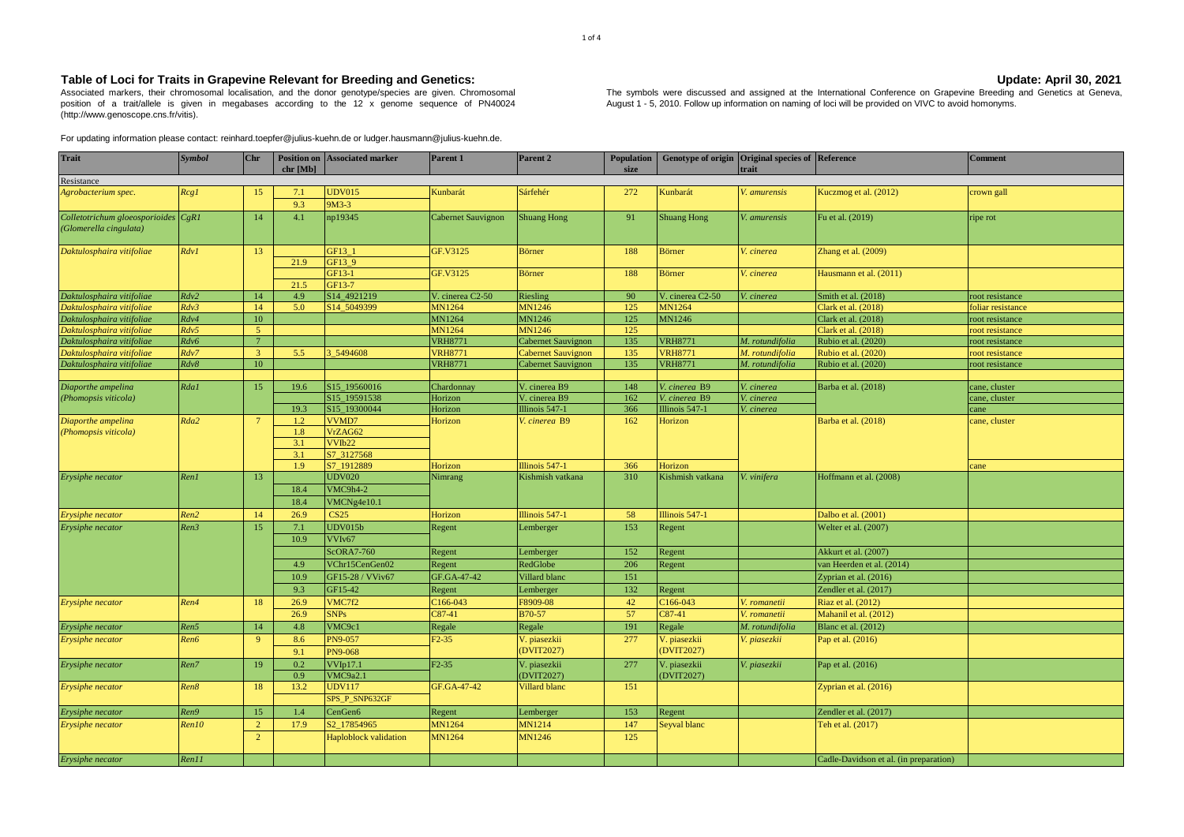# Table of Loci for Traits in Grapevine Relevant for Breeding and Genetics:

**Update: April 30, 2021**

Associated markers, their chromosomal localisation, and the donor genotype/species are given. Chromosomal position of a trait/allele is given in megabases according to the 12 x genome sequence of PN40024 (http://www.genoscope.cns.fr/vitis).

The symbols were discussed and assigned at the International Conference on Grapevine Breeding and Genetics at Geneva, August 1 - 5, 2010. Follow up information on naming of loci will be provided on VIVC to avoid homonyms.

For updating information please contact: reinhard.toepfer@julius-kuehn.de or ludger.hausmann@julius-kuehn.de.

| Trait | Symbol | Chr | Position on chr [Mb] | Associated marker | Parent 1 | Parent 2 | Population size | Genotype of origin | Original species of trait | Reference | Comment |
|---|---|---|---|---|---|---|---|---|---|---|---|
| Resistance | | | | | | | | | | | |
| *Agrobacterium spec.* | *Rcg1* | 15 | 7.1 | UDV015 | Kunbarát | Sárfehér | 272 | Kunbarát | *V. amurensis* | Kuczmog et al. (2012) | crown gall |
| | | | 9.3 | 9M3-3 | | | | | | | |
| *Colletotrichum gloeosporioides (Glomerella cingulata)* | *CgR1* | 14 | 4.1 | np19345 | Cabernet Sauvignon | Shuang Hong | 91 | Shuang Hong | *V. amurensis* | Fu et al. (2019) | ripe rot |
| *Daktulosphaira vitifoliae* | *Rdv1* | 13 | | GF13_1 | GF.V3125 | Börner | 188 | Börner | *V. cinerea* | Zhang et al. (2009) | |
| | | | 21.9 | GF13_9 | | | | | | | |
| | | | | GF13-1 | GF.V3125 | Börner | 188 | Börner | *V. cinerea* | Hausmann et al. (2011) | |
| | | | 21.5 | GF13-7 | | | | | | | |
| *Daktulosphaira vitifoliae* | *Rdv2* | 14 | 4.9 | S14_4921219 | V. cinerea C2-50 | Riesling | 90 | V. cinerea C2-50 | *V. cinerea* | Smith et al. (2018) | root resistance |
| *Daktulosphaira vitifoliae* | *Rdv3* | 14 | 5.0 | S14_5049399 | MN1264 | MN1246 | 125 | MN1264 | | Clark et al. (2018) | foliar resistance |
| *Daktulosphaira vitifoliae* | *Rdv4* | 10 | | | MN1264 | MN1246 | 125 | MN1246 | | Clark et al. (2018) | root resistance |
| *Daktulosphaira vitifoliae* | *Rdv5* | 5 | | | MN1264 | MN1246 | 125 | | | Clark et al. (2018) | root resistance |
| *Daktulosphaira vitifoliae* | *Rdv6* | 7 | | | VRH8771 | Cabernet Sauvignon | 135 | VRH8771 | *M. rotundifolia* | Rubio et al. (2020) | root resistance |
| *Daktulosphaira vitifoliae* | *Rdv7* | 3 | 5.5 | 3_5494608 | VRH8771 | Cabernet Sauvignon | 135 | VRH8771 | *M. rotundifolia* | Rubio et al. (2020) | root resistance |
| *Daktulosphaira vitifoliae* | *Rdv8* | 10 | | | VRH8771 | Cabernet Sauvignon | 135 | VRH8771 | *M. rotundifolia* | Rubio et al. (2020) | root resistance |
| *Diaporthe ampelina (Phomopsis viticola)* | *Rda1* | 15 | 19.6 | S15_19560016 | Chardonnay | V. cinerea B9 | 148 | *V. cinerea* B9 | *V. cinerea* | Barba et al. (2018) | cane, cluster |
| | | | | S15_19591538 | Horizon | V. cinerea B9 | 162 | *V. cinerea* B9 | *V. cinerea* | | cane, cluster |
| | | | 19.3 | S15_19300044 | Horizon | Illinois 547-1 | 366 | Illinois 547-1 | *V. cinerea* | | cane |
| *Diaporthe ampelina (Phomopsis viticola)* | *Rda2* | 7 | 1.2 | VVMD7 | Horizon | *V. cinerea* B9 | 162 | Horizon | | Barba et al. (2018) | cane, cluster |
| | | | 1.8 | VrZAG62 | | | | | | | |
| | | | 3.1 | VVIb22 | | | | | | | |
| | | | 3.1 | S7_3127568 | | | | | | | |
| | | | 1.9 | S7_1912889 | Horizon | Illinois 547-1 | 366 | Horizon | | | cane |
| *Erysiphe necator* | *Ren1* | 13 | | UDV020 | Nimrang | Kishmish vatkana | 310 | Kishmish vatkana | *V. vinifera* | Hoffmann et al. (2008) | |
| | | | 18.4 | VMC9h4-2 | | | | | | | |
| | | | 18.4 | VMCNg4e10.1 | | | | | | | |
| *Erysiphe necator* | *Ren2* | 14 | 26.9 | CS25 | Horizon | Illinois 547-1 | 58 | Illinois 547-1 | | Dalbo et al. (2001) | |
| *Erysiphe necator* | *Ren3* | 15 | 7.1 | UDV015b | Regent | Lemberger | 153 | Regent | | Welter et al. (2007) | |
| | | | 10.9 | VVIv67 | | | | | | | |
| | | | | ScORA7-760 | Regent | Lemberger | 152 | Regent | | Akkurt et al. (2007) | |
| | | | 4.9 | VChr15CenGen02 | Regent | RedGlobe | 206 | Regent | | van Heerden et al. (2014) | |
| | | | 10.9 | GF15-28 / VViv67 | GF.GA-47-42 | Villard blanc | 151 | | | Zyprian et al. (2016) | |
| | | | 9.3 | GF15-42 | Regent | Lemberger | 132 | Regent | | Zendler et al. (2017) | |
| *Erysiphe necator* | *Ren4* | 18 | 26.9 | VMC7f2 | C166-043 | F8909-08 | 42 | C166-043 | *V. romanetii* | Riaz et al. (2012) | |
| | | | 26.9 | SNPs | C87-41 | B70-57 | 57 | C87-41 | *V. romanetii* | Mahanil et al. (2012) | |
| *Erysiphe necator* | *Ren5* | 14 | 4.8 | VMC9c1 | Regale | Regale | 191 | Regale | *M. rotundifolia* | Blanc et al. (2012) | |
| *Erysiphe necator* | *Ren6* | 9 | 8.6 | PN9-057 | F2-35 | V. piasezkii (DVIT2027) | 277 | V. piasezkii (DVIT2027) | *V. piasezkii* | Pap et al. (2016) | |
| | | | 9.1 | PN9-068 | | | | | | | |
| *Erysiphe necator* | *Ren7* | 19 | 0.2 | VVIp17.1 | F2-35 | V. piasezkii (DVIT2027) | 277 | V. piasezkii (DVIT2027) | *V. piasezkii* | Pap et al. (2016) | |
| | | | 0.9 | VMC9a2.1 | | | | | | | |
| *Erysiphe necator* | *Ren8* | 18 | 13.2 | UDV117 | GF.GA-47-42 | Villard blanc | 151 | | | Zyprian et al. (2016) | |
| | | | | SPS_P_SNP632GF | | | | | | | |
| *Erysiphe necator* | *Ren9* | 15 | 1.4 | CenGen6 | Regent | Lemberger | 153 | Regent | | Zendler et al. (2017) | |
| *Erysiphe necator* | *Ren10* | 2 | 17.9 | S2_17854965 | MN1264 | MN1214 | 147 | Seyval blanc | | Teh et al. (2017) | |
| | | 2 | | Haploblock validation | MN1264 | MN1246 | 125 | | | | |
| *Erysiphe necator* | *Ren11* | | | | | | | | | Cadle-Davidson et al. (in preparation) | |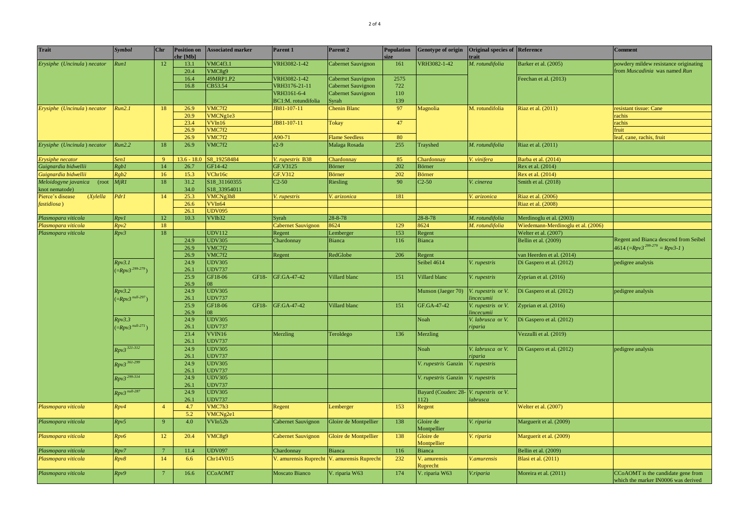| Trait | Symbol | Chr | Position on chr [Mb] | Associated marker | Parent 1 | Parent 2 | Population size | Genotype of origin | Original species of trait | Reference | Comment |
|---|---|---|---|---|---|---|---|---|---|---|---|
| *Erysiphe (Uncinula) necator* | *Run1* | 12 | 13.1 | VMC4f3.1 | VRH3082-1-42 | Cabernet Sauvignon | 161 | VRH3082-1-42 | *M. rotundifolia* | Barker et al. (2005) | powdery mildew resistance originating from *Muscadinia* was named *Run* |
| | | | 20.4 | VMC8g9 | | | | | | | |
| | | | 16.4 | 49MRP1.P2 | VRH3082-1-42 | Cabernet Sauvignon | 2575 | | | Feechan et al. (2013) | |
| | | | 16.8 | CB53.54 | VRH3176-21-11 | Cabernet Sauvignon | 722 | | | | |
| | | | | | VRH3161-6-4 | Cabernet Sauvignon | 110 | | | | |
| | | | | | BC1:M. rotundifolia | Syrah | 139 | | | | |
| *Erysiphe (Uncinula) necator* | *Run2.1* | 18 | 26.9 | VMC7f2 | JB81-107-11 | Chenin Blanc | 97 | Magnolia | M. rotundifolia | Riaz et al. (2011) | resistant tissue: Cane |
| | | | 20.9 | VMCNg1e3 | | | | | | | rachis |
| | | | 23.4 | VVIn16 | JB81-107-11 | Tokay | 47 | | | | rachis |
| | | | 26.9 | VMC7f2 | | | | | | | fruit |
| | | | 26.9 | VMC7f2 | A90-71 | Flame Seedless | 80 | | | | leaf, cane, rachis, fruit |
| *Erysiphe (Uncinula) necator* | *Run2.2* | 18 | 26.9 | VMC7f2 | e2-9 | Malaga Rosada | 255 | Trayshed | *M. rotundifolia* | Riaz et al. (2011) | |
| *Erysiphe necator* | *Sen1* | 9 | 13.6 - 18.0 | S8_19258484 | *V. rupestris* B38 | Chardonnay | 85 | Chardonnay | *V. vinifera* | Barba et al. (2014) | |
| *Guignardia bidwellii* | *Rgb1* | 14 | 26.7 | GF14-42 | GF.V3125 | Börner | 202 | Börner | | Rex et al. (2014) | |
| *Guignardia bidwellii* | *Rgb2* | 16 | 15.3 | VChr16c | GF.V312 | Börner | 202 | Börner | | Rex et al. (2014) | |
| *Meloidogyne javanica* (root knot nematode) | *MjR1* | 18 | 31.2 | S18_31160355 | C2-50 | Riesling | 90 | C2-50 | *V. cinerea* | Smith et al. (2018) | |
| | | | 34.0 | S18_33954011 | | | | | | | |
| Pierce's disease (*Xylella fastidiosa*) | *Pdr1* | 14 | 25.3 | VMCNg3h8 | *V. rupestris* | *V. arizonica* | 181 | | *V. arizonica* | Riaz et al. (2006) | |
| | | | 26.6 | VVIn64 | | | | | | Riaz et al. (2008) | |
| | | | 26.1 | UDV095 | | | | | | | |
| *Plasmopara viticola* | *Rpv1* | 12 | 10.3 | VVIb32 | Syrah | 28-8-78 | | 28-8-78 | *M. rotundifolia* | Merdinoglu et al. (2003) | |
| *Plasmopara viticola* | *Rpv2* | 18 | | | Cabernet Sauvignon | 8624 | 129 | 8624 | *M. rotundifolia* | Wiedemann-Merdinoglu et al. (2006) | |
| *Plasmopara viticola* | *Rpv3* | 18 | | UDV112 | Regent | Lemberger | 153 | Regent | | Welter et al. (2007) | |
| | | | 24.9 | UDV305 | Chardonnay | Bianca | 116 | Bianca | | Bellin et al. (2009) | Regent and Bianca descend from Seibel 4614 (=$Rpv3^{299-279}$ = $Rpv3$-$1$) |
| | | | 26.9 | VMC7f2 | | | | | | | |
| | | | 26.9 | VMC7f2 | Regent | RedGlobe | 206 | Regent | | van Heerden et al. (2014) | |
| | *Rpv3.1* (=$Rpv3^{299-279}$) | | 24.9 | UDV305 | | | | Seibel 4614 | *V. rupestris* | Di Gaspero et al. (2012) | pedigree analysis |
| | | | 26.1 | UDV737 | | | | | | | |
| | | | 25.9 | GF18-06 | GF18-08 | GF.GA-47-42 | Villard blanc | 151 | Villard blanc | *V. rupestris* | Zyprian et al. (2016) | |
| | | | 26.9 | | | | | | | | |
| | *Rpv3.2* (=$Rpv3^{null-297}$) | | 24.9 | UDV305 | | | | Munson (Jaeger 70) | *V. rupestris* or *V. lincecumii* | Di Gaspero et al. (2012) | pedigree analysis |
| | | | 26.1 | UDV737 | | | | | | | |
| | | | 25.9 | GF18-06 GF18-08 | GF.GA-47-42 | Villard blanc | 151 | GF.GA-47-42 | *V. rupestris* or *V. lincecumii* | Zyprian et al. (2016) | |
| | | | 26.9 | | | | | | | | |
| | *Rpv3.3* (=$Rpv3^{null-271}$) | | 24.9 | UDV305 | | | | Noah | *V. labrusca* or *V. riparia* | Di Gaspero et al. (2012) | |
| | | | 26.1 | UDV737 | | | | | | | |
| | | | 23.4 | VVIN16 | Merzling | Teroldego | 136 | Merzling | | Vezzulli et al. (2019) | |
| | | | 26.1 | UDV737 | | | | | | | |
| | $Rpv3^{321-312}$ | | 24.9 | UDV305 | | | | Noah | *V. labrusca* or *V. riparia* | Di Gaspero et al. (2012) | pedigree analysis |
| | | | 26.1 | UDV737 | | | | | | | |
| | $Rpv3^{361-299}$ | | 24.9 | UDV305 | | | | *V. rupestris* Ganzin | *V. rupestris* | | |
| | | | 26.1 | UDV737 | | | | | | | |
| | $Rpv3^{299-314}$ | | 24.9 | UDV305 | | | | *V. rupestris* Ganzin | *V. rupestris* | | |
| | | | 26.1 | UDV737 | | | | | | | |
| | $Rpv3^{null-287}$ | | 24.9 | UDV305 | | | | Bayard (Couderc 28-112) | *V. rupestris* or *V. labrusca* | | |
| | | | 26.1 | UDV737 | | | | | | | |
| *Plasmopara viticola* | *Rpv4* | 4 | 4.7 | VMC7h3 | Regent | Lemberger | 153 | Regent | | Welter et al. (2007) | |
| | | | 5.2 | VMCNg2e1 | | | | | | | |
| *Plasmopara viticola* | *Rpv5* | 9 | 4.0 | VVIo52b | Cabernet Sauvignon | Gloire de Montpellier | 138 | Gloire de Montpellier | *V. riparia* | Marguerit et al. (2009) | |
| *Plasmopara viticola* | *Rpv6* | 12 | 20.4 | VMC8g9 | Cabernet Sauvignon | Gloire de Montpellier | 138 | Gloire de Montpellier | *V. riparia* | Marguerit et al. (2009) | |
| *Plasmopara viticola* | *Rpv7* | 7 | 11.4 | UDV097 | Chardonnay | Bianca | 116 | Bianca | | Bellin et al. (2009) | |
| *Plasmopara viticola* | *Rpv8* | 14 | 6.6 | Chr14V015 | V. amurensis Ruprecht | V. amurensis Ruprecht | 232 | V. amurensis Ruprecht | *V.amurensis* | Blasi et al. (2011) | |
| *Plasmopara viticola* | *Rpv9* | 7 | 16.6 | CCoAOMT | Moscato Bianco | V. riparia W63 | 174 | V. riparia W63 | *V.riparia* | Moreira et al. (2011) | CCoAOMT is the candidate gene from which the marker IN0006 was derived |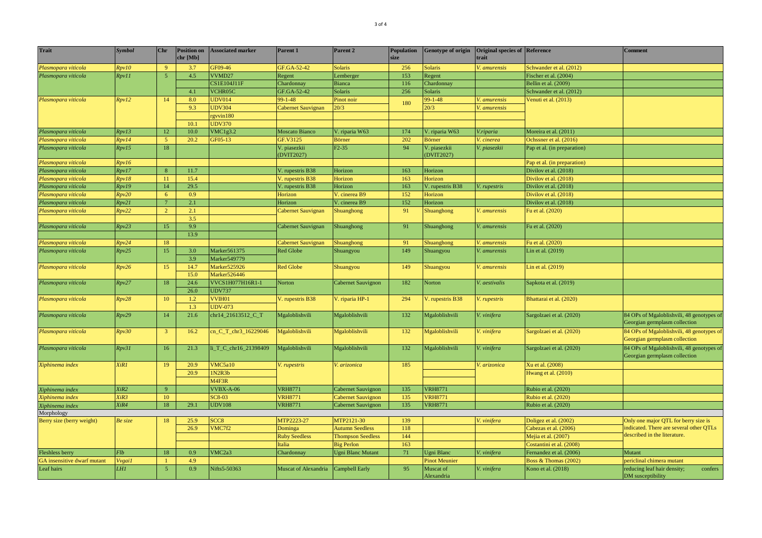| Trait | Symbol | Chr | Position on chr [Mb] | Associated marker | Parent 1 | Parent 2 | Population size | Genotype of origin | Original species of trait | Reference | Comment |
|---|---|---|---|---|---|---|---|---|---|---|---|
| *Plasmopara viticola* | *Rpv10* | 9 | 3.7 | GF09-46 | GF.GA-52-42 | Solaris | 256 | Solaris | *V. amurensis* | Schwander et al. (2012) | |
| *Plasmopara viticola* | *Rpv11* | 5 | 4.5 | VVMD27 | Regent | Lemberger | 153 | Regent | | Fischer et al. (2004) | |
| | | | | CS1E104J11F | Chardonnay | Bianca | 116 | Chardonnay | | Bellin et al. (2009) | |
| | | | 4.1 | VCHR05C | GF.GA-52-42 | Solaris | 256 | Solaris | | Schwander et al. (2012) | |
| *Plasmopara viticola* | *Rpv12* | 14 | 8.0 | UDV014 | 99-1-48 | Pinot noir | 180 | 99-1-48 | *V. amurensis* | Venuti et al. (2013) | |
| | | | 9.3 | UDV304 | Cabernet Sauvignon | 20/3 | | 20/3 | *V. amurensis* | | |
| | | | | rgvvin180 | | | | | | | |
| | | | 10.1 | UDV370 | | | | | | | |
| *Plasmopara viticola* | *Rpv13* | 12 | 10.0 | VMC1g3.2 | Moscato Bianco | V. riparia W63 | 174 | V. riparia W63 | *V.riparia* | Moreira et al. (2011) | |
| *Plasmopara viticola* | *Rpv14* | 5 | 20.2 | GF05-13 | GF.V3125 | Börner | 202 | Börner | *V. cinerea* | Ochssner et al. (2016) | |
| *Plasmopara viticola* | *Rpv15* | 18 | | | V. piasezkii (DVIT2027) | F2-35 | 94 | V. piasezkii (DVIT2027) | *V. piasezkii* | Pap et al. (in preparation) | |
| *Plasmopara viticola* | *Rpv16* | | | | | | | | | Pap et al. (in preparation) | |
| *Plasmopara viticola* | *Rpv17* | 8 | 11.7 | | V. rupestris B38 | Horizon | 163 | Horizon | | Divilov et al. (2018) | |
| *Plasmopara viticola* | *Rpv18* | 11 | 15.4 | | V. rupestris B38 | Horizon | 163 | Horizon | | Divilov et al. (2018) | |
| *Plasmopara viticola* | *Rpv19* | 14 | 29.5 | | V. rupestris B38 | Horizon | 163 | V. rupestris B38 | *V. rupestris* | Divilov et al. (2018) | |
| *Plasmopara viticola* | *Rpv20* | 6 | 0.9 | | Horizon | V. cinerea B9 | 152 | Horizon | | Divilov et al. (2018) | |
| *Plasmopara viticola* | *Rpv21* | 7 | 2.1 | | Horizon | V. cinerea B9 | 152 | Horizon | | Divilov et al. (2018) | |
| *Plasmopara viticola* | *Rpv22* | 2 | 2.1 | | Cabernet Sauvignon | Shuanghong | 91 | Shuanghong | *V. amurensis* | Fu et al. (2020) | |
| | | | 3.5 | | | | | | | | |
| *Plasmopara viticola* | *Rpv23* | 15 | 9.9 | | Cabernet Sauvignon | Shuanghong | 91 | Shuanghong | *V. amurensis* | Fu et al. (2020) | |
| | | | 13.9 | | | | | | | | |
| *Plasmopara viticola* | *Rpv24* | 18 | | | Cabernet Sauvignon | Shuanghong | 91 | Shuanghong | *V. amurensis* | Fu et al. (2020) | |
| *Plasmopara viticola* | *Rpv25* | 15 | 3.0 | Marker561375 | Red Globe | Shuangyou | 149 | Shuangyou | *V. amurensis* | Lin et al. (2019) | |
| | | | 3.9 | Marker549779 | | | | | | | |
| *Plasmopara viticola* | *Rpv26* | 15 | 14.7 | Marker525926 | Red Globe | Shuangyou | 149 | Shuangyou | *V. amurensis* | Lin et al. (2019) | |
| | | | 15.0 | Marker526446 | | | | | | | |
| *Plasmopara viticola* | *Rpv27* | 18 | 24.6 | VVCS1H077H16R1-1 | Norton | Cabernet Sauvignon | 182 | Norton | *V. aestivalis* | Sapkota et al. (2019) | |
| | | | 26.0 | UDV737 | | | | | | | |
| *Plasmopara viticola* | *Rpv28* | 10 | 1.2 | VVIH01 | V. rupestris B38 | V. riparia HP-1 | 294 | V. rupestris B38 | *V. rupestris* | Bhattarai et al. (2020) | |
| | | | 1.3 | UDV-073 | | | | | | | |
| *Plasmopara viticola* | *Rpv29* | 14 | 21.6 | chr14_21613512_C_T | Mgaloblishvili | Mgaloblishvili | 132 | Mgaloblishvili | *V. vinifera* | Sargolzaei et al. (2020) | 84 OPs of Mgaloblishvili, 48 genotypes of Georgian germplasm collection |
| *Plasmopara viticola* | *Rpv30* | 3 | 16.2 | cn_C_T_chr3_16229046 | Mgaloblishvili | Mgaloblishvili | 132 | Mgaloblishvili | *V. vinifera* | Sargolzaei et al. (2020) | 84 OPs of Mgaloblishvili, 48 genotypes of Georgian germplasm collection |
| *Plasmopara viticola* | *Rpv31* | 16 | 21.3 | li_T_C_chr16_21398409 | Mgaloblishvili | Mgaloblishvili | 132 | Mgaloblishvili | *V. vinifera* | Sargolzaei et al. (2020) | 84 OPs of Mgaloblishvili, 48 genotypes of Georgian germplasm collection |
| *Xiphinema index* | *XiR1* | 19 | 20.9 | VMC5a10 | *V. rupestris* | *V. arizonica* | 185 | | *V. arizonica* | Xu et al. (2008) | |
| | | | 20.9 | 1N2R3b | | | | | | Hwang et al. (2010) | |
| | | | | M4F3R | | | | | | | |
| *Xiphinema index* | *XiR2* | 9 | | VVBX-A-06 | VRH8771 | Cabernet Sauvignon | 135 | VRH8771 | | Rubio et al. (2020) | |
| *Xiphinema index* | *XiR3* | 10 | | SC8-03 | VRH8771 | Cabernet Sauvignon | 135 | VRH8771 | | Rubio et al. (2020) | |
| *Xiphinema index* | *XiR4* | 18 | 29.1 | UDV108 | VRH8771 | Cabernet Sauvignon | 135 | VRH8771 | | Rubio et al. (2020) | |
| Morphology | | | | | | | | | | | |
| Berry size (berry weight) | *Be size* | 18 | 25.9 | SCC8 | MTP2223-27 | MTP2121-30 | 139 | | *V. vinifera* | Doligez et al. (2002) | Only one major QTL for berry size is indicated. There are several other QTLs described in the literature. |
| | | | 26.9 | VMC7f2 | Dominga | Autumn Seedless | 118 | | | Cabezas et al. (2006) | |
| | | | | | Ruby Seedless | Thompson Seedless | 144 | | | Mejia et al. (2007) | |
| | | | | | Italia | Big Perlon | 163 | | | Costantini et al. (2008) | |
| Fleshless berry | *Flb* | 18 | 0.9 | VMC2a3 | Chardonnay | Ugni Blanc Mutant | 71 | Ugni Blanc | *V. vinifera* | Fernandez et al. (2006) | Mutant |
| GA insensitive dwarf mutant | *Vvgai1* | 1 | 4.9 | | | | | Pinot Meunier | | Boss & Thomas (2002) | periclinal chimera mutant |
| Leaf hairs | *LH1* | 5 | 0.9 | Nifts5-50363 | Muscat of Alexandria | Campbell Early | 95 | Muscat of Alexandria | *V. vinifera* | Kono et al. (2018) | reducing leaf hair density; confers DM susceptibility |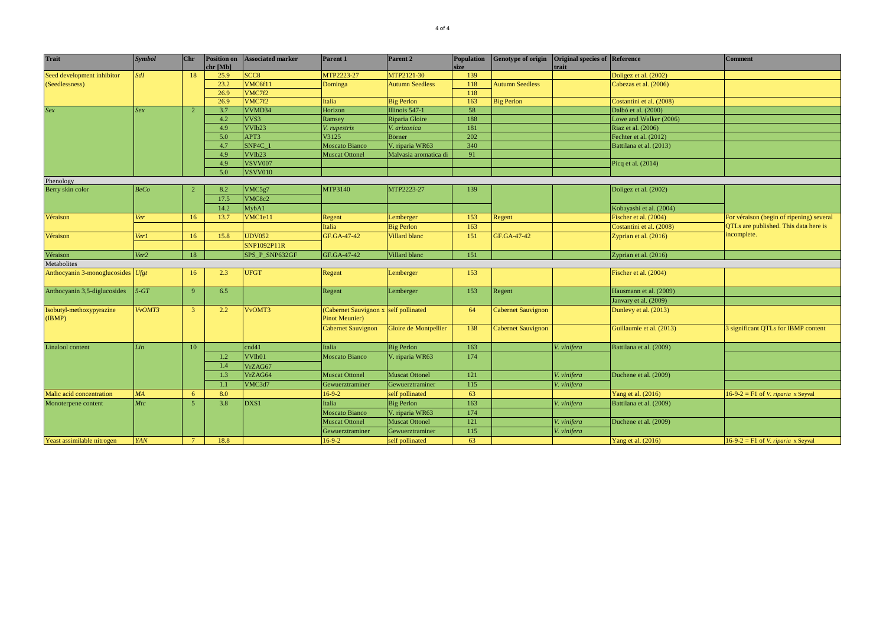| Trait | Symbol | Chr | Position on chr [Mb] | Associated marker | Parent 1 | Parent 2 | Population size | Genotype of origin | Original species of trait | Reference | Comment |
|---|---|---|---|---|---|---|---|---|---|---|---|
| Seed development inhibitor (Seedlessness) | *SdI* | 18 | 25.9 | SCC8 | MTP2223-27 | MTP2121-30 | 139 | | | Doligez et al. (2002) | |
| | | | 23.2 | VMC6f11 | Dominga | Autumn Seedless | 118 | Autumn Seedless | | Cabezas et al. (2006) | |
| | | | 26.9 | VMC7f2 | | | 118 | | | | |
| | | | 26.9 | VMC7f2 | Italia | Big Perlon | 163 | Big Perlon | | Costantini et al. (2008) | |
| *Sex* | *Sex* | 2 | 3.7 | VVMD34 | Horizon | Illinois 547-1 | 58 | | | Dalbó et al. (2000) | |
| | | | 4.2 | VVS3 | Ramsey | Riparia Gloire | 188 | | | Lowe and Walker (2006) | |
| | | | 4.9 | VVIb23 | *V. rupestris* | *V. arizonica* | 181 | | | Riaz et al. (2006) | |
| | | | 5.0 | APT3 | V3125 | Börner | 202 | | | Fechter et al. (2012) | |
| | | | 4.7 | SNP4C_1 | Moscato Bianco | V. riparia WR63 | 340 | | | Battilana et al. (2013) | |
| | | | 4.9 | VVIb23 | Muscat Ottonel | Malvasia aromatica di | 91 | | | | |
| | | | 4.9 | VSVV007 | | | | | | Picq et al. (2014) | |
| | | | 5.0 | VSVV010 | | | | | | | |
| Phenology | | | | | | | | | | | |
| Berry skin color | *BeCo* | 2 | 8.2 | VMC5g7 | MTP3140 | MTP2223-27 | 139 | | | Doligez et al. (2002) | |
| | | | 17.5 | VMC8c2 | | | | | | | |
| | | | 14.2 | MybA1 | | | | | | Kobayashi et al. (2004) | |
| Véraison | *Ver* | 16 | 13.7 | VMC1e11 | Regent | Lemberger | 153 | Regent | | Fischer et al. (2004) | For véraison (begin of ripening) several QTLs are published. This data here is incomplete. |
| | | | | | Italia | Big Perlon | 163 | | | Costantini et al. (2008) | |
| Véraison | *Ver1* | 16 | 15.8 | UDV052 | GF.GA-47-42 | Villard blanc | 151 | GF.GA-47-42 | | Zyprian et al. (2016) | |
| | | | | SNP1092P11R | | | | | | | |
| Véraison | *Ver2* | 18 | | SPS_P_SNP632GF | GF.GA-47-42 | Villard blanc | 151 | | | Zyprian et al. (2016) | |
| Metabolites | | | | | | | | | | | |
| Anthocyanin 3-monoglucosides | *Ufgt* | 16 | 2.3 | UFGT | Regent | Lemberger | 153 | | | Fischer et al. (2004) | |
| Anthocyanin 3,5-diglucosides | *5-GT* | 9 | 6.5 | | Regent | Lemberger | 153 | Regent | | Hausmann et al. (2009) | |
| | | | | | | | | | | Janvary et al. (2009) | |
| Isobutyl-methoxypyrazine (IBMP) | *VvOMT3* | 3 | 2.2 | VvOMT3 | (Cabernet Sauvignon x Pinot Meunier) | self pollinated | 64 | Cabernet Sauvignon | | Dunlevy et al. (2013) | |
| | | | | | Cabernet Sauvignon | Gloire de Montpellier | 138 | Cabernet Sauvignon | | Guillaumie et al. (2013) | 3 significant QTLs for IBMP content |
| Linalool content | *Lin* | 10 | | cnd41 | Italia | Big Perlon | 163 | | *V. vinifera* | Battilana et al. (2009) | |
| | | | 1.2 | VVIh01 | Moscato Bianco | V. riparia WR63 | 174 | | | | |
| | | | 1.4 | VrZAG67 | | | | | | | |
| | | | 1.3 | VrZAG64 | Muscat Ottonel | Muscat Ottonel | 121 | | *V. vinifera* | Duchene et al. (2009) | |
| | | | 1.1 | VMC3d7 | Gewuerztraminer | Gewuerztraminer | 115 | | *V. vinifera* | | |
| Malic acid concentration | *MA* | 6 | 8.0 | | 16-9-2 | self pollinated | 63 | | | Yang et al. (2016) | 16-9-2 = F1 of *V. riparia* x Seyval |
| Monoterpene content | *Mtc* | 5 | 3.8 | DXS1 | Italia | Big Perlon | 163 | | *V. vinifera* | Battilana et al. (2009) | |
| | | | | | Moscato Bianco | V. riparia WR63 | 174 | | | | |
| | | | | | Muscat Ottonel | Muscat Ottonel | 121 | | *V. vinifera* | Duchene et al. (2009) | |
| | | | | | Gewuerztraminer | Gewuerztraminer | 115 | | *V. vinifera* | | |
| Yeast assimilable nitrogen | *YAN* | 7 | 18.8 | | 16-9-2 | self pollinated | 63 | | | Yang et al. (2016) | 16-9-2 = F1 of *V. riparia* x Seyval |